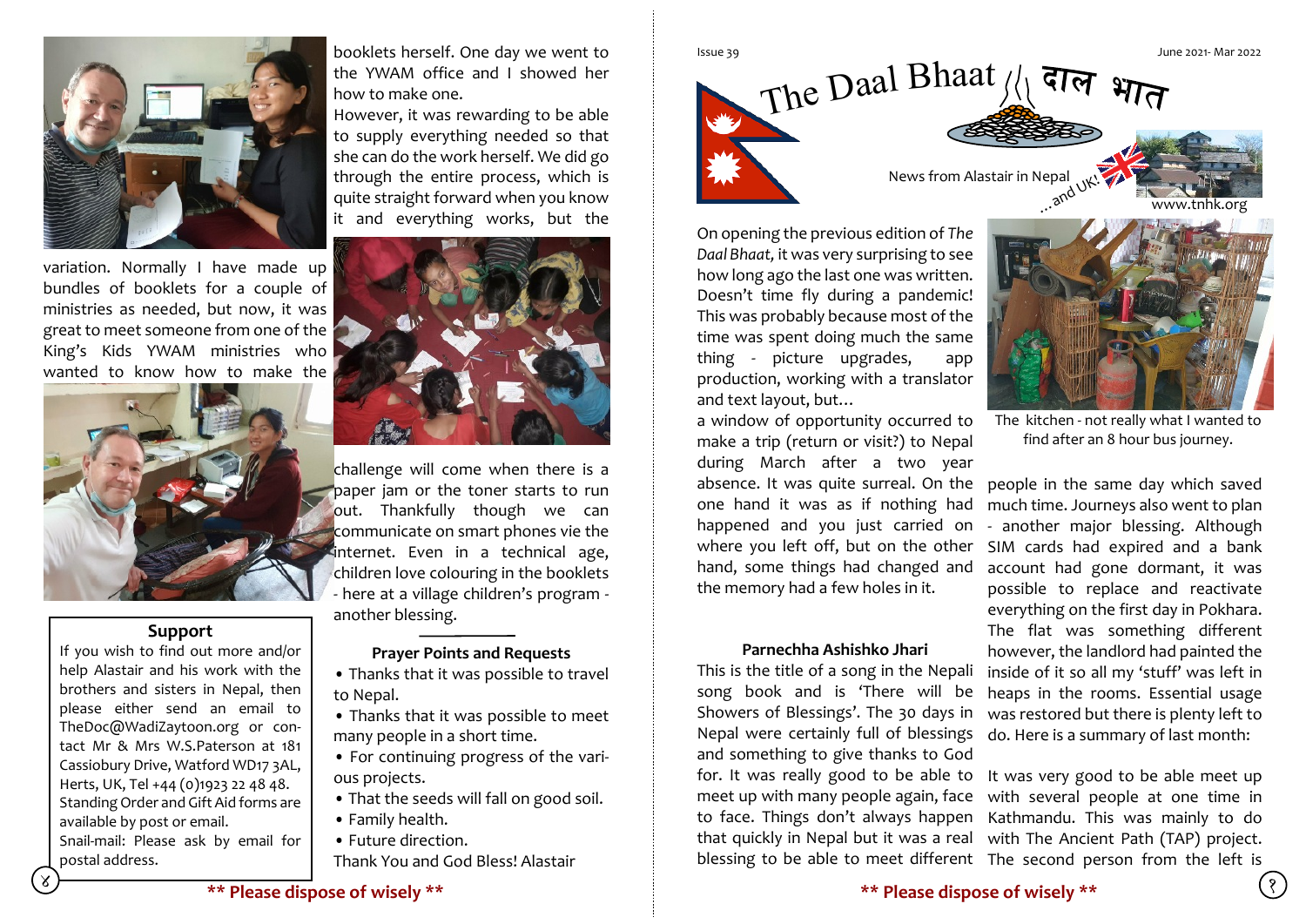booklets herself. One day we went to the YWAM office and I showed her how to make one.

However, it was rewarding to be able to supply everything needed so that she can do the work herself. We did go through the entire process, which is quite straight forward when you know it and everything works, but the variation. Normally I have made up bundles of booklets for a couple of ministries as needed, but now, it was great to meet someone from one of the King's Kids YWAM ministries who wanted to know how to make the challenge will come when there is a paper jam or the toner starts to run out. Thankfully though we can communicate on smart phones vie the internet. Even in a technical age, children love colouring in the booklets - here at a village children's program - another blessing.

### Support

If you wish to find out more and/or help Alastair and his work with the brothers and sisters in Nepal, then please either send an email to TheDoc@WadiZaytoon.org or contact Mr & Mrs W.S.Paterson at 181 Cassiobury Drive, Watford WD17 3AL, Herts, UK, Tel +44 (0)1923 22 48 48. Standing Order and Gift Aid forms are available by post or email.

Snail-mail: Please ask by email for postal address.

### Prayer Points and Requests

- Thanks that it was possible to travel to Nepal.
- Thanks that it was possible to meet many people in a short time.
- For continuing progress of the various projects.
- That the seeds will fall on good soil.
- Family health.
- Future direction.

Thank You and God Bless! Alastair

**\*\* Please dispose of wisely \*\***

Issue 39 June 2021- Mar 2022

# The Daal Bhaat दाल भात

News from Alastair in Nepal ...and UK!

www.tnhk.org

On opening the previous edition of *The Daal Bhaat,* it was very surprising to see how long ago the last one was written. Doesn't time fly during a pandemic! This was probably because most of the time was spent doing much the same thing - picture upgrades, app production, working with a translator and text layout, but…

a window of opportunity occurred to make a trip (return or visit?) to Nepal during March after a two year absence. It was quite surreal. On the one hand it was as if nothing had happened and you just carried on where you left off, but on the other hand, some things had changed and the memory had a few holes in it.

### Parnechha Ashishko Jhari

This is the title of a song in the Nepali song book and is 'There will be Showers of Blessings'. The 30 days in Nepal were certainly full of blessings and something to give thanks to God for. It was really good to be able to meet up with many people again, face to face. Things don't always happen that quickly in Nepal but it was a real blessing to be able to meet different people in the same day which saved much time. Journeys also went to plan - another major blessing. Although SIM cards had expired and a bank account had gone dormant, it was possible to replace and reactivate everything on the first day in Pokhara. The flat was something different however, the landlord had painted the inside of it so all my 'stuff' was left in heaps in the rooms. Essential usage was restored but there is plenty left to do. Here is a summary of last month:

The kitchen - not really what I wanted to find after an 8 hour bus journey.

It was very good to be able meet up with several people at one time in Kathmandu. This was mainly to do with The Ancient Path (TAP) project. The second person from the left is

**\*\* Please dispose of wisely \*\***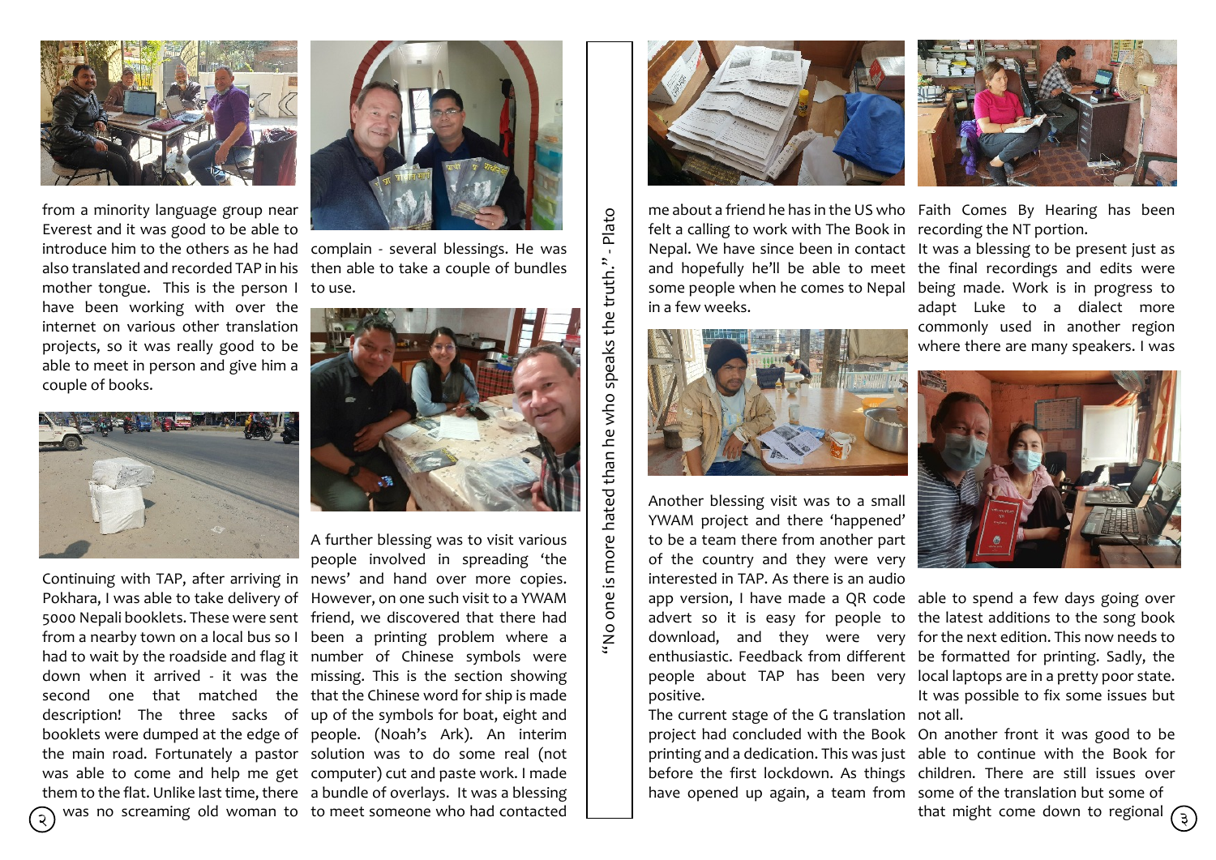from a minority language group near Everest and it was good to be able to introduce him to the others as he had also translated and recorded TAP in his mother tongue. This is the person I have been working with over the internet on various other translation projects, so it was really good to be able to meet in person and give him a couple of books.

Continuing with TAP, after arriving in Pokhara, I was able to take delivery of 5000 Nepali booklets. These were sent from a nearby town on a local bus so I had to wait by the roadside and flag it down when it arrived - it was the second one that matched the description! The three sacks of booklets were dumped at the edge of the main road. Fortunately a pastor was able to come and help me get them to the flat. Unlike last time, there was no screaming old woman to complain - several blessings. He was then able to take a couple of bundles to use.

A further blessing was to visit various people involved in spreading 'the news' and hand over more copies. However, on one such visit to a YWAM friend, we discovered that there had been a printing problem where a number of Chinese symbols were missing. This is the section showing that the Chinese word for ship is made up of the symbols for boat, eight and people. (Noah's Ark). An interim solution was to do some real (not computer) cut and paste work. I made a bundle of overlays. It was a blessing to meet someone who had contacted me about a friend he has in the US who felt a calling to work with The Book in Nepal. We have since been in contact and hopefully he'll be able to meet some people when he comes to Nepal in a few weeks.

Another blessing visit was to a small YWAM project and there 'happened' to be a team there from another part of the country and they were very interested in TAP. As there is an audio app version, I have made a QR code advert so it is easy for people to download, and they were very enthusiastic. Feedback from different people about TAP has been very positive.

The current stage of the G translation project had concluded with the Book printing and a dedication. This was just before the first lockdown. As things have opened up again, a team from Faith Comes By Hearing has been recording the NT portion. It was a blessing to be present just as the final recordings and edits were being made. Work is in progress to adapt Luke to a dialect more commonly used in another region where there are many speakers. I was able to spend a few days going over the latest additions to the song book for the next edition. This now needs to be formatted for printing. Sadly, the local laptops are in a pretty poor state. It was possible to fix some issues but not all.

On another front it was good to be able to continue with the Book for children. There are still issues over some of the translation but some of that might come down to regional

"No one is more hated than he who speaks the truth." - Plato